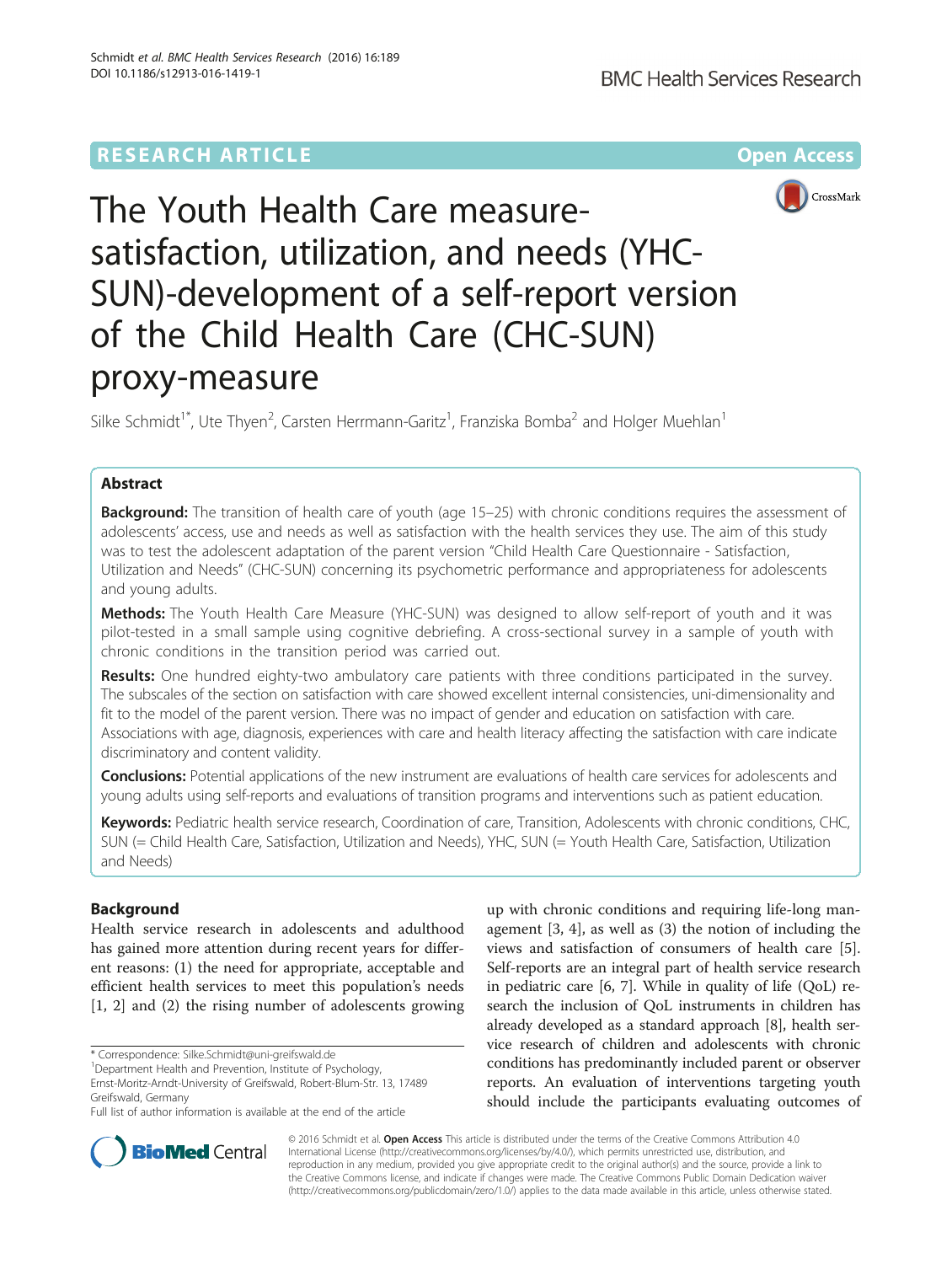RESEARCH ARTICLE

Open Access

# The Youth Health Care measure-satisfaction, utilization, and needs (YHC-SUN)-development of a self-report version of the Child Health Care (CHC-SUN) proxy-measure

Silke Schmidt[1*], Ute Thyen[2], Carsten Herrmann-Garitz[1], Franziska Bomba[2] and Holger Muehlan[1]

## Abstract

**Background:** The transition of health care of youth (age 15–25) with chronic conditions requires the assessment of adolescents' access, use and needs as well as satisfaction with the health services they use. The aim of this study was to test the adolescent adaptation of the parent version "Child Health Care Questionnaire - Satisfaction, Utilization and Needs" (CHC-SUN) concerning its psychometric performance and appropriateness for adolescents and young adults.

**Methods:** The Youth Health Care Measure (YHC-SUN) was designed to allow self-report of youth and it was pilot-tested in a small sample using cognitive debriefing. A cross-sectional survey in a sample of youth with chronic conditions in the transition period was carried out.

**Results:** One hundred eighty-two ambulatory care patients with three conditions participated in the survey. The subscales of the section on satisfaction with care showed excellent internal consistencies, uni-dimensionality and fit to the model of the parent version. There was no impact of gender and education on satisfaction with care. Associations with age, diagnosis, experiences with care and health literacy affecting the satisfaction with care indicate discriminatory and content validity.

**Conclusions:** Potential applications of the new instrument are evaluations of health care services for adolescents and young adults using self-reports and evaluations of transition programs and interventions such as patient education.

**Keywords:** Pediatric health service research, Coordination of care, Transition, Adolescents with chronic conditions, CHC, SUN (= Child Health Care, Satisfaction, Utilization and Needs), YHC, SUN (= Youth Health Care, Satisfaction, Utilization and Needs)

## Background

Health service research in adolescents and adulthood has gained more attention during recent years for different reasons: (1) the need for appropriate, acceptable and efficient health services to meet this population's needs [1, 2] and (2) the rising number of adolescents growing up with chronic conditions and requiring life-long management [3, 4], as well as (3) the notion of including the views and satisfaction of consumers of health care [5]. Self-reports are an integral part of health service research in pediatric care [6, 7]. While in quality of life (QoL) research the inclusion of QoL instruments in children has already developed as a standard approach [8], health service research of children and adolescents with chronic conditions has predominantly included parent or observer reports. An evaluation of interventions targeting youth should include the participants evaluating outcomes of

\* Correspondence: Silke.Schmidt@uni-greifswald.de
[1]Department Health and Prevention, Institute of Psychology, Ernst-Moritz-Arndt-University of Greifswald, Robert-Blum-Str. 13, 17489 Greifswald, Germany
Full list of author information is available at the end of the article

© 2016 Schmidt et al. **Open Access** This article is distributed under the terms of the Creative Commons Attribution 4.0 International License (http://creativecommons.org/licenses/by/4.0/), which permits unrestricted use, distribution, and reproduction in any medium, provided you give appropriate credit to the original author(s) and the source, provide a link to the Creative Commons license, and indicate if changes were made. The Creative Commons Public Domain Dedication waiver (http://creativecommons.org/publicdomain/zero/1.0/) applies to the data made available in this article, unless otherwise stated.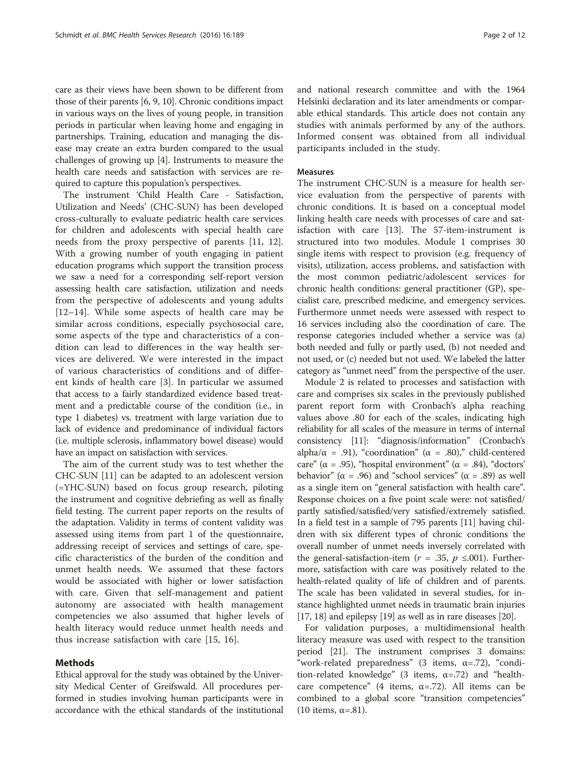care as their views have been shown to be different from those of their parents [6, 9, 10]. Chronic conditions impact in various ways on the lives of young people, in transition periods in particular when leaving home and engaging in partnerships. Training, education and managing the disease may create an extra burden compared to the usual challenges of growing up [4]. Instruments to measure the health care needs and satisfaction with services are required to capture this population's perspectives.

The instrument 'Child Health Care - Satisfaction, Utilization and Needs' (CHC-SUN) has been developed cross-culturally to evaluate pediatric health care services for children and adolescents with special health care needs from the proxy perspective of parents [11, 12]. With a growing number of youth engaging in patient education programs which support the transition process we saw a need for a corresponding self-report version assessing health care satisfaction, utilization and needs from the perspective of adolescents and young adults [12–14]. While some aspects of health care may be similar across conditions, especially psychosocial care, some aspects of the type and characteristics of a condition can lead to differences in the way health services are delivered. We were interested in the impact of various characteristics of conditions and of different kinds of health care [3]. In particular we assumed that access to a fairly standardized evidence based treatment and a predictable course of the condition (i.e., in type 1 diabetes) vs. treatment with large variation due to lack of evidence and predominance of individual factors (i.e. multiple sclerosis, inflammatory bowel disease) would have an impact on satisfaction with services.

The aim of the current study was to test whether the CHC-SUN [11] can be adapted to an adolescent version (=YHC-SUN) based on focus group research, piloting the instrument and cognitive debriefing as well as finally field testing. The current paper reports on the results of the adaptation. Validity in terms of content validity was assessed using items from part 1 of the questionnaire, addressing receipt of services and settings of care, specific characteristics of the burden of the condition and unmet health needs. We assumed that these factors would be associated with higher or lower satisfaction with care. Given that self-management and patient autonomy are associated with health management competencies we also assumed that higher levels of health literacy would reduce unmet health needs and thus increase satisfaction with care [15, 16].

## Methods

Ethical approval for the study was obtained by the University Medical Center of Greifswald. All procedures performed in studies involving human participants were in accordance with the ethical standards of the institutional and national research committee and with the 1964 Helsinki declaration and its later amendments or comparable ethical standards. This article does not contain any studies with animals performed by any of the authors. Informed consent was obtained from all individual participants included in the study.

### Measures

The instrument CHC-SUN is a measure for health service evaluation from the perspective of parents with chronic conditions. It is based on a conceptual model linking health care needs with processes of care and satisfaction with care [13]. The 57-item-instrument is structured into two modules. Module 1 comprises 30 single items with respect to provision (e.g. frequency of visits), utilization, access problems, and satisfaction with the most common pediatric/adolescent services for chronic health conditions: general practitioner (GP), specialist care, prescribed medicine, and emergency services. Furthermore unmet needs were assessed with respect to 16 services including also the coordination of care. The response categories included whether a service was (a) both needed and fully or partly used, (b) not needed and not used, or (c) needed but not used. We labeled the latter category as "unmet need" from the perspective of the user.

Module 2 is related to processes and satisfaction with care and comprises six scales in the previously published parent report form with Cronbach's alpha reaching values above .80 for each of the scales, indicating high reliability for all scales of the measure in terms of internal consistency [11]: "diagnosis/information" (Cronbach's alpha/$\alpha$ = .91), "coordination" ($\alpha$ = .80)," child-centered care" ($\alpha$ = .95), "hospital environment" ($\alpha$ = .84), "doctors' behavior" ($\alpha$ = .96) and "school services" ($\alpha$ = .89) as well as a single item on "general satisfaction with health care". Response choices on a five point scale were: not satisfied/ partly satisfied/satisfied/very satisfied/extremely satisfied. In a field test in a sample of 795 parents [11] having children with six different types of chronic conditions the overall number of unmet needs inversely correlated with the general-satisfaction-item ($r$ = .35, $p$ ≤.001). Furthermore, satisfaction with care was positively related to the health-related quality of life of children and of parents. The scale has been validated in several studies, for instance highlighted unmet needs in traumatic brain injuries [17, 18] and epilepsy [19] as well as in rare diseases [20].

For validation purposes, a multidimensional health literacy measure was used with respect to the transition period [21]. The instrument comprises 3 domains: "work-related preparedness" (3 items, $\alpha$=.72), "condition-related knowledge" (3 items, $\alpha$=.72) and "health-care competence" (4 items, $\alpha$=.72). All items can be combined to a global score "transition competencies" (10 items, $\alpha$=.81).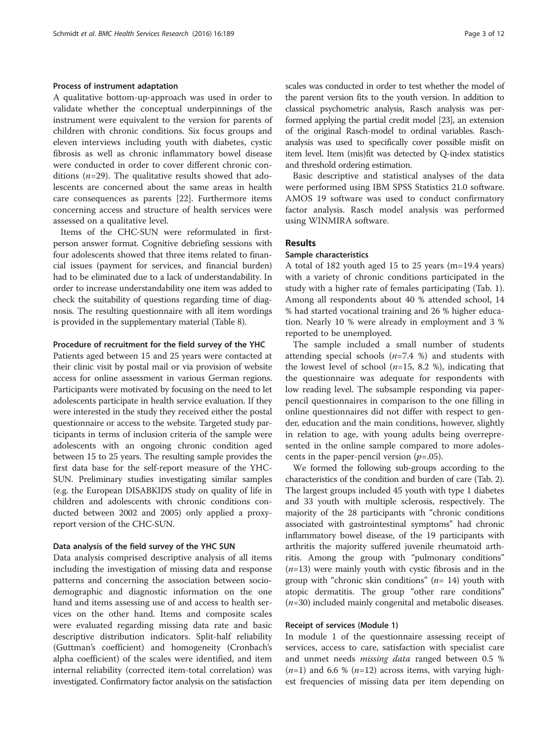#### Process of instrument adaptation

A qualitative bottom-up-approach was used in order to validate whether the conceptual underpinnings of the instrument were equivalent to the version for parents of children with chronic conditions. Six focus groups and eleven interviews including youth with diabetes, cystic fibrosis as well as chronic inflammatory bowel disease were conducted in order to cover different chronic conditions ($n$=29). The qualitative results showed that adolescents are concerned about the same areas in health care consequences as parents [22]. Furthermore items concerning access and structure of health services were assessed on a qualitative level.

Items of the CHC-SUN were reformulated in first-person answer format. Cognitive debriefing sessions with four adolescents showed that three items related to financial issues (payment for services, and financial burden) had to be eliminated due to a lack of understandability. In order to increase understandability one item was added to check the suitability of questions regarding time of diagnosis. The resulting questionnaire with all item wordings is provided in the supplementary material (Table 8).

#### Procedure of recruitment for the field survey of the YHC

Patients aged between 15 and 25 years were contacted at their clinic visit by postal mail or via provision of website access for online assessment in various German regions. Participants were motivated by focusing on the need to let adolescents participate in health service evaluation. If they were interested in the study they received either the postal questionnaire or access to the website. Targeted study participants in terms of inclusion criteria of the sample were adolescents with an ongoing chronic condition aged between 15 to 25 years. The resulting sample provides the first data base for the self-report measure of the YHC-SUN. Preliminary studies investigating similar samples (e.g. the European DISABKIDS study on quality of life in children and adolescents with chronic conditions conducted between 2002 and 2005) only applied a proxy-report version of the CHC-SUN.

#### Data analysis of the field survey of the YHC SUN

Data analysis comprised descriptive analysis of all items including the investigation of missing data and response patterns and concerning the association between sociodemographic and diagnostic information on the one hand and items assessing use of and access to health services on the other hand. Items and composite scales were evaluated regarding missing data rate and basic descriptive distribution indicators. Split-half reliability (Guttman's coefficient) and homogeneity (Cronbach's alpha coefficient) of the scales were identified, and item internal reliability (corrected item-total correlation) was investigated. Confirmatory factor analysis on the satisfaction scales was conducted in order to test whether the model of the parent version fits to the youth version. In addition to classical psychometric analysis, Rasch analysis was performed applying the partial credit model [23], an extension of the original Rasch-model to ordinal variables. Rasch-analysis was used to specifically cover possible misfit on item level. Item (mis)fit was detected by Q-index statistics and threshold ordering estimation.

Basic descriptive and statistical analyses of the data were performed using IBM SPSS Statistics 21.0 software. AMOS 19 software was used to conduct confirmatory factor analysis. Rasch model analysis was performed using WINMIRA software.

## Results

#### Sample characteristics

A total of 182 youth aged 15 to 25 years (m=19.4 years) with a variety of chronic conditions participated in the study with a higher rate of females participating (Tab. 1). Among all respondents about 40 % attended school, 14 % had started vocational training and 26 % higher education. Nearly 10 % were already in employment and 3 % reported to be unemployed.

The sample included a small number of students attending special schools ($n$=7.4 %) and students with the lowest level of school ($n$=15, 8.2 %), indicating that the questionnaire was adequate for respondents with low reading level. The subsample responding via paper-pencil questionnaires in comparison to the one filling in online questionnaires did not differ with respect to gender, education and the main conditions, however, slightly in relation to age, with young adults being overrepresented in the online sample compared to more adolescents in the paper-pencil version ($p$=.05).

We formed the following sub-groups according to the characteristics of the condition and burden of care (Tab. 2). The largest groups included 45 youth with type 1 diabetes and 33 youth with multiple sclerosis, respectively. The majority of the 28 participants with "chronic conditions associated with gastrointestinal symptoms" had chronic inflammatory bowel disease, of the 19 participants with arthritis the majority suffered juvenile rheumatoid arthritis. Among the group with "pulmonary conditions" ($n$=13) were mainly youth with cystic fibrosis and in the group with "chronic skin conditions" ($n$= 14) youth with atopic dermatitis. The group "other rare conditions" ($n$=30) included mainly congenital and metabolic diseases.

#### Receipt of services (Module 1)

In module 1 of the questionnaire assessing receipt of services, access to care, satisfaction with specialist care and unmet needs *missing data* ranged between 0.5 % ($n$=1) and 6.6 % ($n$=12) across items, with varying highest frequencies of missing data per item depending on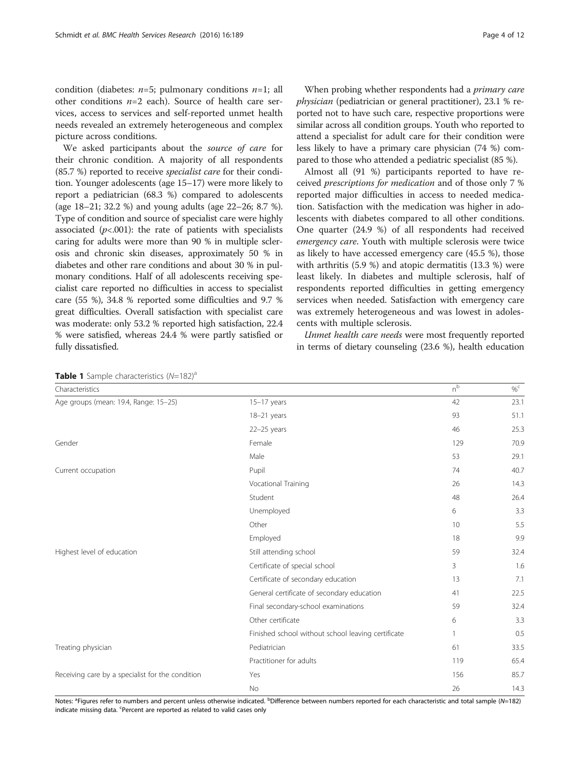condition (diabetes: $n$=5; pulmonary conditions $n$=1; all other conditions $n$=2 each). Source of health care services, access to services and self-reported unmet health needs revealed an extremely heterogeneous and complex picture across conditions.

We asked participants about the *source of care* for their chronic condition. A majority of all respondents (85.7 %) reported to receive *specialist care* for their condition. Younger adolescents (age 15–17) were more likely to report a pediatrician (68.3 %) compared to adolescents (age 18–21; 32.2 %) and young adults (age 22–26; 8.7 %). Type of condition and source of specialist care were highly associated ($p$<.001): the rate of patients with specialists caring for adults were more than 90 % in multiple sclerosis and chronic skin diseases, approximately 50 % in diabetes and other rare conditions and about 30 % in pulmonary conditions. Half of all adolescents receiving specialist care reported no difficulties in access to specialist care (55 %), 34.8 % reported some difficulties and 9.7 % great difficulties. Overall satisfaction with specialist care was moderate: only 53.2 % reported high satisfaction, 22.4 % were satisfied, whereas 24.4 % were partly satisfied or fully dissatisfied.

When probing whether respondents had a *primary care physician* (pediatrician or general practitioner), 23.1 % reported not to have such care, respective proportions were similar across all condition groups. Youth who reported to attend a specialist for adult care for their condition were less likely to have a primary care physician (74 %) compared to those who attended a pediatric specialist (85 %).

Almost all (91 %) participants reported to have received *prescriptions for medication* and of those only 7 % reported major difficulties in access to needed medication. Satisfaction with the medication was higher in adolescents with diabetes compared to all other conditions. One quarter (24.9 %) of all respondents had received *emergency care*. Youth with multiple sclerosis were twice as likely to have accessed emergency care (45.5 %), those with arthritis (5.9 %) and atopic dermatitis (13.3 %) were least likely. In diabetes and multiple sclerosis, half of respondents reported difficulties in getting emergency services when needed. Satisfaction with emergency care was extremely heterogeneous and was lowest in adolescents with multiple sclerosis.

*Unmet health care needs* were most frequently reported in terms of dietary counseling (23.6 %), health education

**Table 1** Sample characteristics ($N$=182)[a]

| Characteristics | | n[b] | %[c] |
|---|---|---|---|
| Age groups (mean: 19.4, Range: 15–25) | 15–17 years | 42 | 23.1 |
| | 18–21 years | 93 | 51.1 |
| | 22–25 years | 46 | 25.3 |
| Gender | Female | 129 | 70.9 |
| | Male | 53 | 29.1 |
| Current occupation | Pupil | 74 | 40.7 |
| | Vocational Training | 26 | 14.3 |
| | Student | 48 | 26.4 |
| | Unemployed | 6 | 3.3 |
| | Other | 10 | 5.5 |
| | Employed | 18 | 9.9 |
| Highest level of education | Still attending school | 59 | 32.4 |
| | Certificate of special school | 3 | 1.6 |
| | Certificate of secondary education | 13 | 7.1 |
| | General certificate of secondary education | 41 | 22.5 |
| | Final secondary-school examinations | 59 | 32.4 |
| | Other certificate | 6 | 3.3 |
| | Finished school without school leaving certificate | 1 | 0.5 |
| Treating physician | Pediatrician | 61 | 33.5 |
| | Practitioner for adults | 119 | 65.4 |
| Receiving care by a specialist for the condition | Yes | 156 | 85.7 |
| | No | 26 | 14.3 |

Notes: [a]Figures refer to numbers and percent unless otherwise indicated. [b]Difference between numbers reported for each characteristic and total sample ($N$=182) indicate missing data. [c]Percent are reported as related to valid cases only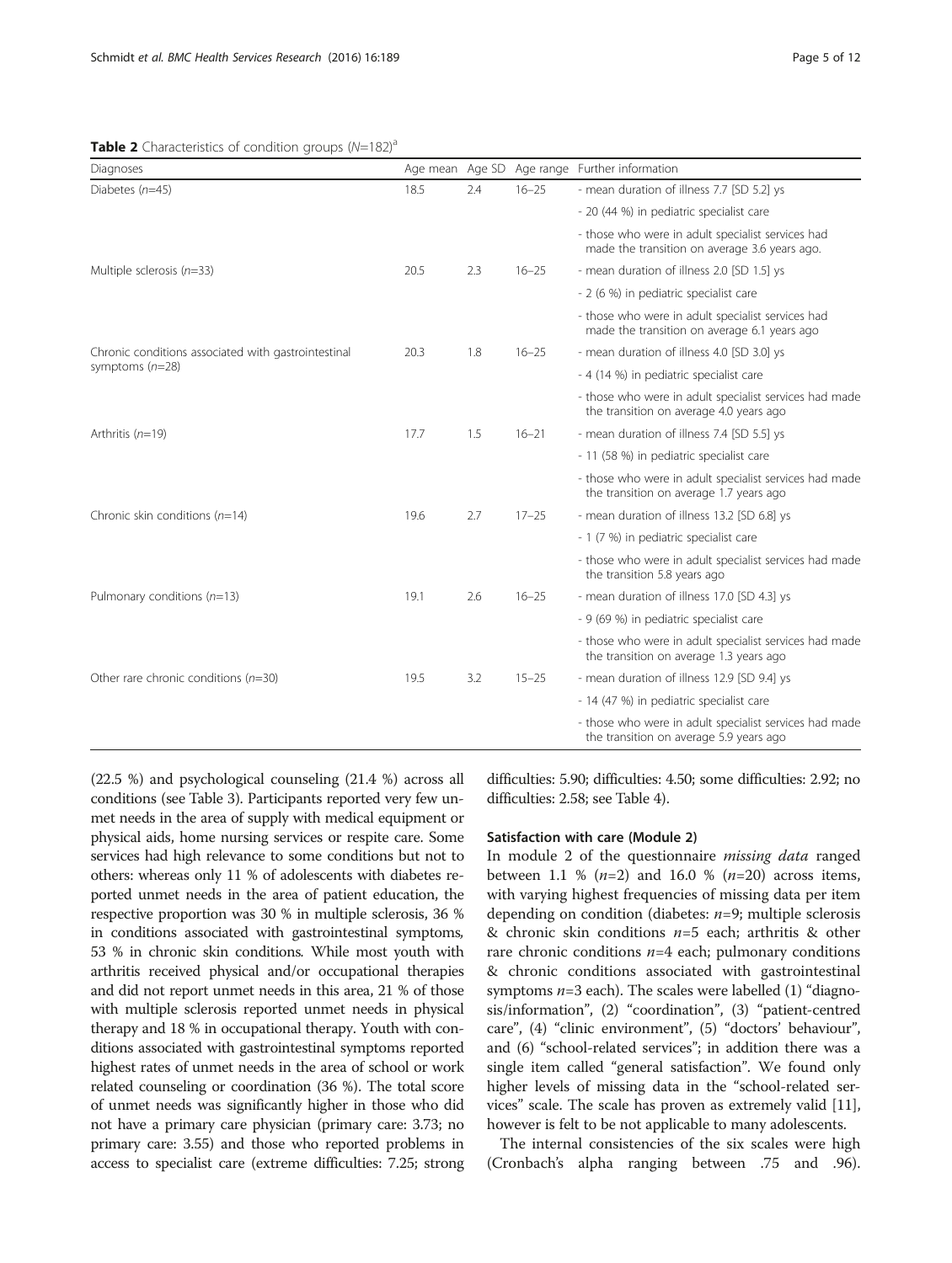**Table 2** Characteristics of condition groups ($N$=182)[a]

| Diagnoses | Age mean | Age SD | Age range | Further information |
|---|---|---|---|---|
| Diabetes ($n$=45) | 18.5 | 2.4 | 16–25 | - mean duration of illness 7.7 [SD 5.2] ys |
| | | | | - 20 (44 %) in pediatric specialist care |
| | | | | - those who were in adult specialist services had made the transition on average 3.6 years ago. |
| Multiple sclerosis ($n$=33) | 20.5 | 2.3 | 16–25 | - mean duration of illness 2.0 [SD 1.5] ys |
| | | | | - 2 (6 %) in pediatric specialist care |
| | | | | - those who were in adult specialist services had made the transition on average 6.1 years ago |
| Chronic conditions associated with gastrointestinal symptoms ($n$=28) | 20.3 | 1.8 | 16–25 | - mean duration of illness 4.0 [SD 3.0] ys |
| | | | | - 4 (14 %) in pediatric specialist care |
| | | | | - those who were in adult specialist services had made the transition on average 4.0 years ago |
| Arthritis ($n$=19) | 17.7 | 1.5 | 16–21 | - mean duration of illness 7.4 [SD 5.5] ys |
| | | | | - 11 (58 %) in pediatric specialist care |
| | | | | - those who were in adult specialist services had made the transition on average 1.7 years ago |
| Chronic skin conditions ($n$=14) | 19.6 | 2.7 | 17–25 | - mean duration of illness 13.2 [SD 6.8] ys |
| | | | | - 1 (7 %) in pediatric specialist care |
| | | | | - those who were in adult specialist services had made the transition 5.8 years ago |
| Pulmonary conditions ($n$=13) | 19.1 | 2.6 | 16–25 | - mean duration of illness 17.0 [SD 4.3] ys |
| | | | | - 9 (69 %) in pediatric specialist care |
| | | | | - those who were in adult specialist services had made the transition on average 1.3 years ago |
| Other rare chronic conditions ($n$=30) | 19.5 | 3.2 | 15–25 | - mean duration of illness 12.9 [SD 9.4] ys |
| | | | | - 14 (47 %) in pediatric specialist care |
| | | | | - those who were in adult specialist services had made the transition on average 5.9 years ago |

(22.5 %) and psychological counseling (21.4 %) across all conditions (see Table 3). Participants reported very few unmet needs in the area of supply with medical equipment or physical aids, home nursing services or respite care. Some services had high relevance to some conditions but not to others: whereas only 11 % of adolescents with diabetes reported unmet needs in the area of patient education, the respective proportion was 30 % in multiple sclerosis, 36 % in conditions associated with gastrointestinal symptoms, 53 % in chronic skin conditions. While most youth with arthritis received physical and/or occupational therapies and did not report unmet needs in this area, 21 % of those with multiple sclerosis reported unmet needs in physical therapy and 18 % in occupational therapy. Youth with conditions associated with gastrointestinal symptoms reported highest rates of unmet needs in the area of school or work related counseling or coordination (36 %). The total score of unmet needs was significantly higher in those who did not have a primary care physician (primary care: 3.73; no primary care: 3.55) and those who reported problems in access to specialist care (extreme difficulties: 7.25; strong difficulties: 5.90; difficulties: 4.50; some difficulties: 2.92; no difficulties: 2.58; see Table 4).

### Satisfaction with care (Module 2)

In module 2 of the questionnaire *missing data* ranged between 1.1 % ($n$=2) and 16.0 % ($n$=20) across items, with varying highest frequencies of missing data per item depending on condition (diabetes: $n$=9; multiple sclerosis & chronic skin conditions $n$=5 each; arthritis & other rare chronic conditions $n$=4 each; pulmonary conditions & chronic conditions associated with gastrointestinal symptoms $n$=3 each). The scales were labelled (1) "diagnosis/information", (2) "coordination", (3) "patient-centred care", (4) "clinic environment", (5) "doctors' behaviour", and (6) "school-related services"; in addition there was a single item called "general satisfaction". We found only higher levels of missing data in the "school-related services" scale. The scale has proven as extremely valid [11], however is felt to be not applicable to many adolescents.

The internal consistencies of the six scales were high (Cronbach's alpha ranging between .75 and .96).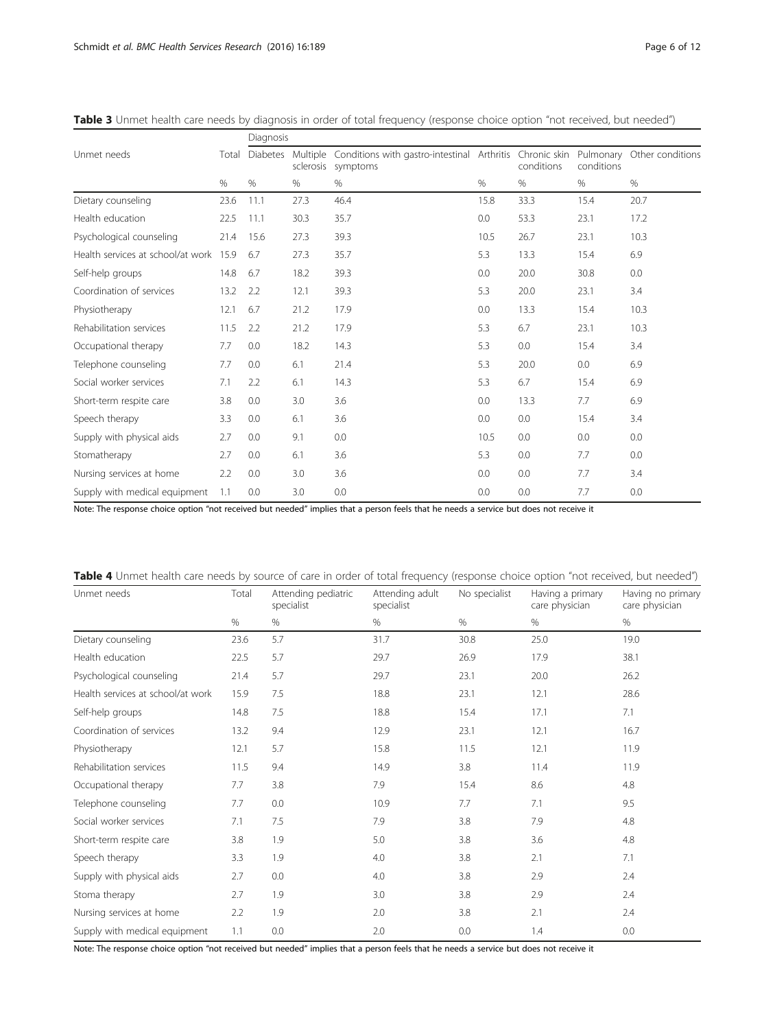**Table 3** Unmet health care needs by diagnosis in order of total frequency (response choice option "not received, but needed")

| Unmet needs | Total | Diagnosis | | | | | | |
|---|---|---|---|---|---|---|---|---|
| | | Diabetes | Multiple sclerosis | Conditions with gastro-intestinal symptoms | Arthritis | Chronic skin conditions | Pulmonary conditions | Other conditions |
| | % | % | % | % | % | % | % | % |
| Dietary counseling | 23.6 | 11.1 | 27.3 | 46.4 | 15.8 | 33.3 | 15.4 | 20.7 |
| Health education | 22.5 | 11.1 | 30.3 | 35.7 | 0.0 | 53.3 | 23.1 | 17.2 |
| Psychological counseling | 21.4 | 15.6 | 27.3 | 39.3 | 10.5 | 26.7 | 23.1 | 10.3 |
| Health services at school/at work | 15.9 | 6.7 | 27.3 | 35.7 | 5.3 | 13.3 | 15.4 | 6.9 |
| Self-help groups | 14.8 | 6.7 | 18.2 | 39.3 | 0.0 | 20.0 | 30.8 | 0.0 |
| Coordination of services | 13.2 | 2.2 | 12.1 | 39.3 | 5.3 | 20.0 | 23.1 | 3.4 |
| Physiotherapy | 12.1 | 6.7 | 21.2 | 17.9 | 0.0 | 13.3 | 15.4 | 10.3 |
| Rehabilitation services | 11.5 | 2.2 | 21.2 | 17.9 | 5.3 | 6.7 | 23.1 | 10.3 |
| Occupational therapy | 7.7 | 0.0 | 18.2 | 14.3 | 5.3 | 0.0 | 15.4 | 3.4 |
| Telephone counseling | 7.7 | 0.0 | 6.1 | 21.4 | 5.3 | 20.0 | 0.0 | 6.9 |
| Social worker services | 7.1 | 2.2 | 6.1 | 14.3 | 5.3 | 6.7 | 15.4 | 6.9 |
| Short-term respite care | 3.8 | 0.0 | 3.0 | 3.6 | 0.0 | 13.3 | 7.7 | 6.9 |
| Speech therapy | 3.3 | 0.0 | 6.1 | 3.6 | 0.0 | 0.0 | 15.4 | 3.4 |
| Supply with physical aids | 2.7 | 0.0 | 9.1 | 0.0 | 10.5 | 0.0 | 0.0 | 0.0 |
| Stomatherapy | 2.7 | 0.0 | 6.1 | 3.6 | 5.3 | 0.0 | 7.7 | 0.0 |
| Nursing services at home | 2.2 | 0.0 | 3.0 | 3.6 | 0.0 | 0.0 | 7.7 | 3.4 |
| Supply with medical equipment | 1.1 | 0.0 | 3.0 | 0.0 | 0.0 | 0.0 | 7.7 | 0.0 |

Note: The response choice option "not received but needed" implies that a person feels that he needs a service but does not receive it

**Table 4** Unmet health care needs by source of care in order of total frequency (response choice option "not received, but needed")

| Unmet needs | Total | Attending pediatric specialist | Attending adult specialist | No specialist | Having a primary care physician | Having no primary care physician |
|---|---|---|---|---|---|---|
| | % | % | % | % | % | % |
| Dietary counseling | 23.6 | 5.7 | 31.7 | 30.8 | 25.0 | 19.0 |
| Health education | 22.5 | 5.7 | 29.7 | 26.9 | 17.9 | 38.1 |
| Psychological counseling | 21.4 | 5.7 | 29.7 | 23.1 | 20.0 | 26.2 |
| Health services at school/at work | 15.9 | 7.5 | 18.8 | 23.1 | 12.1 | 28.6 |
| Self-help groups | 14.8 | 7.5 | 18.8 | 15.4 | 17.1 | 7.1 |
| Coordination of services | 13.2 | 9.4 | 12.9 | 23.1 | 12.1 | 16.7 |
| Physiotherapy | 12.1 | 5.7 | 15.8 | 11.5 | 12.1 | 11.9 |
| Rehabilitation services | 11.5 | 9.4 | 14.9 | 3.8 | 11.4 | 11.9 |
| Occupational therapy | 7.7 | 3.8 | 7.9 | 15.4 | 8.6 | 4.8 |
| Telephone counseling | 7.7 | 0.0 | 10.9 | 7.7 | 7.1 | 9.5 |
| Social worker services | 7.1 | 7.5 | 7.9 | 3.8 | 7.9 | 4.8 |
| Short-term respite care | 3.8 | 1.9 | 5.0 | 3.8 | 3.6 | 4.8 |
| Speech therapy | 3.3 | 1.9 | 4.0 | 3.8 | 2.1 | 7.1 |
| Supply with physical aids | 2.7 | 0.0 | 4.0 | 3.8 | 2.9 | 2.4 |
| Stoma therapy | 2.7 | 1.9 | 3.0 | 3.8 | 2.9 | 2.4 |
| Nursing services at home | 2.2 | 1.9 | 2.0 | 3.8 | 2.1 | 2.4 |
| Supply with medical equipment | 1.1 | 0.0 | 2.0 | 0.0 | 1.4 | 0.0 |

Note: The response choice option "not received but needed" implies that a person feels that he needs a service but does not receive it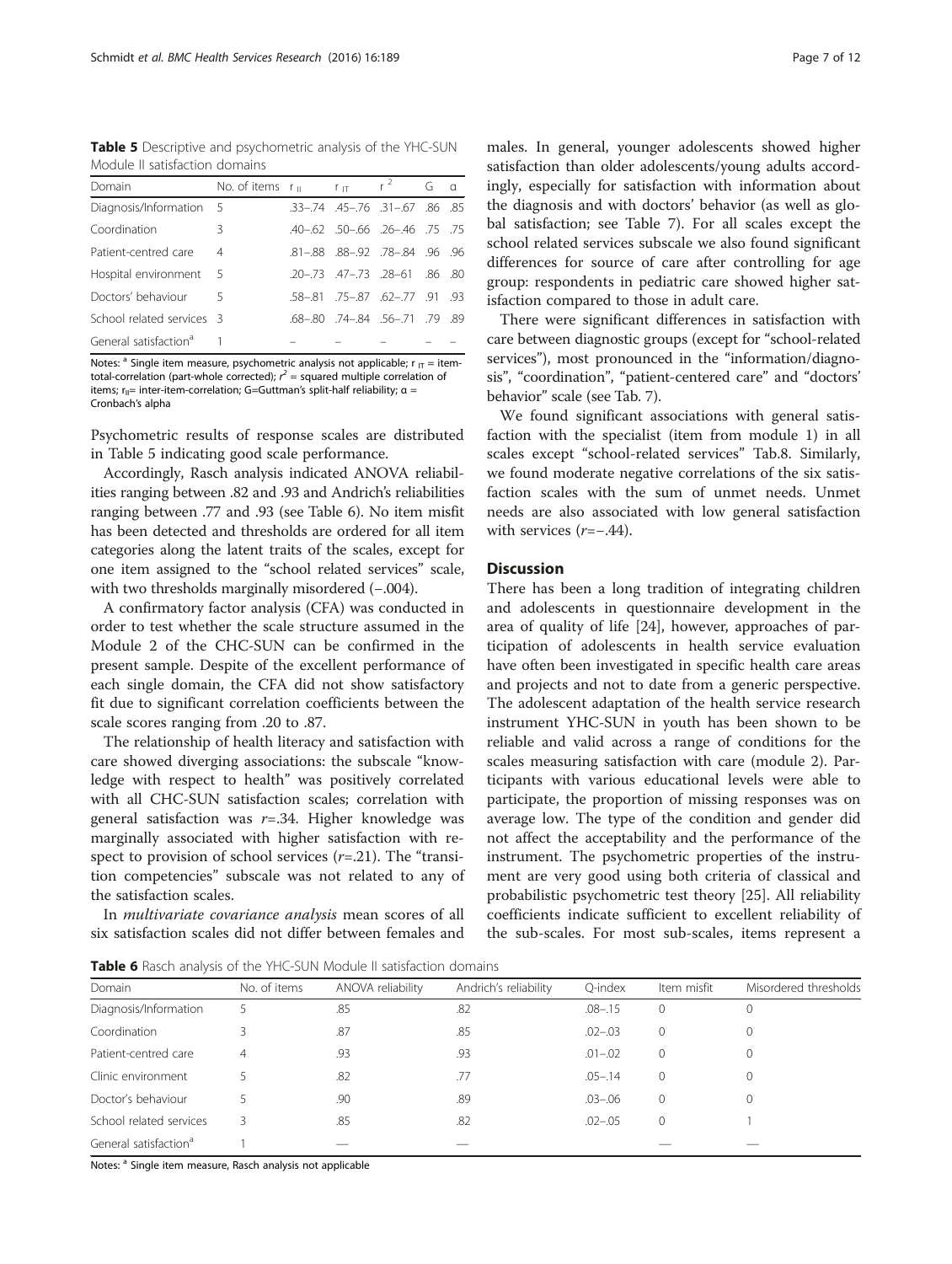**Table 5** Descriptive and psychometric analysis of the YHC-SUN Module II satisfaction domains

| Domain | No. of items | $r_{II}$ | $r_{IT}$ | $r^2$ | G | α |
|---|---|---|---|---|---|---|
| Diagnosis/Information | 5 | .33–.74 | .45–.76 | .31–.67 | .86 | .85 |
| Coordination | 3 | .40–.62 | .50–.66 | .26–.46 | .75 | .75 |
| Patient-centred care | 4 | .81–.88 | .88–.92 | .78–.84 | .96 | .96 |
| Hospital environment | 5 | .20–.73 | .47–.73 | .28–61 | .86 | .80 |
| Doctors' behaviour | 5 | .58–.81 | .75–.87 | .62–.77 | .91 | .93 |
| School related services | 3 | .68–.80 | .74–.84 | .56–.71 | .79 | .89 |
| General satisfaction[a] | 1 | – | – | – | – | – |

Notes: [a] Single item measure, psychometric analysis not applicable; $r_{IT}$ = item-total-correlation (part-whole corrected); $r^2$ = squared multiple correlation of items; $r_{II}$= inter-item-correlation; G=Guttman's split-half reliability; α = Cronbach's alpha

Psychometric results of response scales are distributed in Table 5 indicating good scale performance.

Accordingly, Rasch analysis indicated ANOVA reliabilities ranging between .82 and .93 and Andrich's reliabilities ranging between .77 and .93 (see Table 6). No item misfit has been detected and thresholds are ordered for all item categories along the latent traits of the scales, except for one item assigned to the "school related services" scale, with two thresholds marginally misordered (−.004).

A confirmatory factor analysis (CFA) was conducted in order to test whether the scale structure assumed in the Module 2 of the CHC-SUN can be confirmed in the present sample. Despite of the excellent performance of each single domain, the CFA did not show satisfactory fit due to significant correlation coefficients between the scale scores ranging from .20 to .87.

The relationship of health literacy and satisfaction with care showed diverging associations: the subscale "knowledge with respect to health" was positively correlated with all CHC-SUN satisfaction scales; correlation with general satisfaction was $r$=.34. Higher knowledge was marginally associated with higher satisfaction with respect to provision of school services ($r$=.21). The "transition competencies" subscale was not related to any of the satisfaction scales.

In *multivariate covariance analysis* mean scores of all six satisfaction scales did not differ between females and males. In general, younger adolescents showed higher satisfaction than older adolescents/young adults accordingly, especially for satisfaction with information about the diagnosis and with doctors' behavior (as well as global satisfaction; see Table 7). For all scales except the school related services subscale we also found significant differences for source of care after controlling for age group: respondents in pediatric care showed higher satisfaction compared to those in adult care.

There were significant differences in satisfaction with care between diagnostic groups (except for "school-related services"), most pronounced in the "information/diagnosis", "coordination", "patient-centered care" and "doctors' behavior" scale (see Tab. 7).

We found significant associations with general satisfaction with the specialist (item from module 1) in all scales except "school-related services" Tab.8. Similarly, we found moderate negative correlations of the six satisfaction scales with the sum of unmet needs. Unmet needs are also associated with low general satisfaction with services ($r$=−.44).

## Discussion

There has been a long tradition of integrating children and adolescents in questionnaire development in the area of quality of life [24], however, approaches of participation of adolescents in health service evaluation have often been investigated in specific health care areas and projects and not to date from a generic perspective. The adolescent adaptation of the health service research instrument YHC-SUN in youth has been shown to be reliable and valid across a range of conditions for the scales measuring satisfaction with care (module 2). Participants with various educational levels were able to participate, the proportion of missing responses was on average low. The type of the condition and gender did not affect the acceptability and the performance of the instrument. The psychometric properties of the instrument are very good using both criteria of classical and probabilistic psychometric test theory [25]. All reliability coefficients indicate sufficient to excellent reliability of the sub-scales. For most sub-scales, items represent a

**Table 6** Rasch analysis of the YHC-SUN Module II satisfaction domains

| Domain | No. of items | ANOVA reliability | Andrich's reliability | Q-index | Item misfit | Misordered thresholds |
|---|---|---|---|---|---|---|
| Diagnosis/Information | 5 | .85 | .82 | .08–.15 | 0 | 0 |
| Coordination | 3 | .87 | .85 | .02–.03 | 0 | 0 |
| Patient-centred care | 4 | .93 | .93 | .01–.02 | 0 | 0 |
| Clinic environment | 5 | .82 | .77 | .05–.14 | 0 | 0 |
| Doctor's behaviour | 5 | .90 | .89 | .03–.06 | 0 | 0 |
| School related services | 3 | .85 | .82 | .02–.05 | 0 | 1 |
| General satisfaction[a] | 1 | — | — | | — | — |

Notes: [a] Single item measure, Rasch analysis not applicable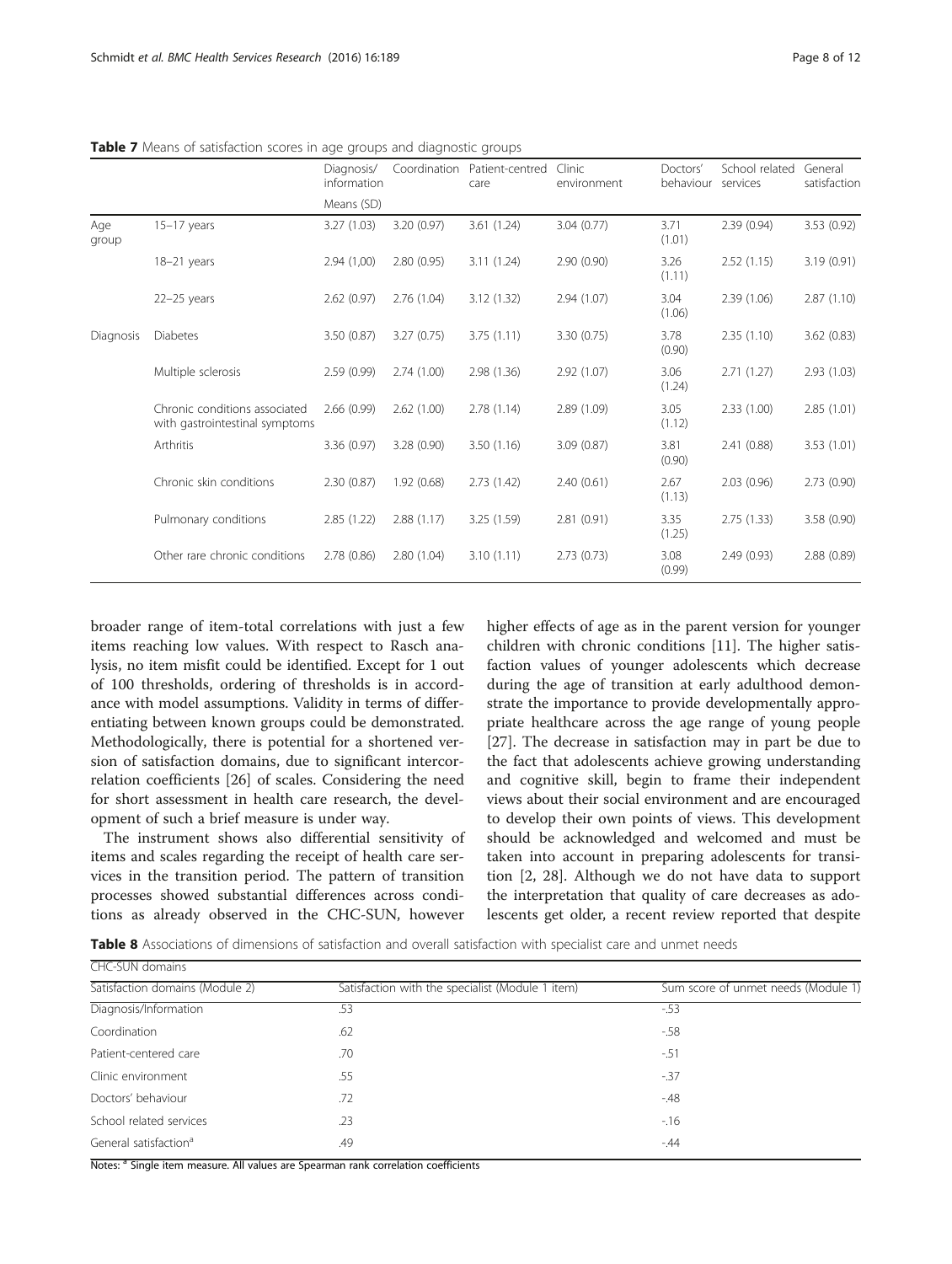**Table 7** Means of satisfaction scores in age groups and diagnostic groups

| | | Diagnosis/ information | Coordination | Patient-centred care | Clinic environment | Doctors' behaviour | School related services | General satisfaction |
|---|---|---|---|---|---|---|---|---|
| | | Means (SD) | | | | | | |
| Age group | 15–17 years | 3.27 (1.03) | 3.20 (0.97) | 3.61 (1.24) | 3.04 (0.77) | 3.71 (1.01) | 2.39 (0.94) | 3.53 (0.92) |
| | 18–21 years | 2.94 (1,00) | 2.80 (0.95) | 3.11 (1.24) | 2.90 (0.90) | 3.26 (1.11) | 2.52 (1.15) | 3.19 (0.91) |
| | 22–25 years | 2.62 (0.97) | 2.76 (1.04) | 3.12 (1.32) | 2.94 (1.07) | 3.04 (1.06) | 2.39 (1.06) | 2.87 (1.10) |
| Diagnosis | Diabetes | 3.50 (0.87) | 3.27 (0.75) | 3.75 (1.11) | 3.30 (0.75) | 3.78 (0.90) | 2.35 (1.10) | 3.62 (0.83) |
| | Multiple sclerosis | 2.59 (0.99) | 2.74 (1.00) | 2.98 (1.36) | 2.92 (1.07) | 3.06 (1.24) | 2.71 (1.27) | 2.93 (1.03) |
| | Chronic conditions associated with gastrointestinal symptoms | 2.66 (0.99) | 2.62 (1.00) | 2.78 (1.14) | 2.89 (1.09) | 3.05 (1.12) | 2.33 (1.00) | 2.85 (1.01) |
| | Arthritis | 3.36 (0.97) | 3.28 (0.90) | 3.50 (1.16) | 3.09 (0.87) | 3.81 (0.90) | 2.41 (0.88) | 3.53 (1.01) |
| | Chronic skin conditions | 2.30 (0.87) | 1.92 (0.68) | 2.73 (1.42) | 2.40 (0.61) | 2.67 (1.13) | 2.03 (0.96) | 2.73 (0.90) |
| | Pulmonary conditions | 2.85 (1.22) | 2.88 (1.17) | 3.25 (1.59) | 2.81 (0.91) | 3.35 (1.25) | 2.75 (1.33) | 3.58 (0.90) |
| | Other rare chronic conditions | 2.78 (0.86) | 2.80 (1.04) | 3.10 (1.11) | 2.73 (0.73) | 3.08 (0.99) | 2.49 (0.93) | 2.88 (0.89) |

broader range of item-total correlations with just a few items reaching low values. With respect to Rasch analysis, no item misfit could be identified. Except for 1 out of 100 thresholds, ordering of thresholds is in accordance with model assumptions. Validity in terms of differentiating between known groups could be demonstrated. Methodologically, there is potential for a shortened version of satisfaction domains, due to significant intercorrelation coefficients [26] of scales. Considering the need for short assessment in health care research, the development of such a brief measure is under way.

The instrument shows also differential sensitivity of items and scales regarding the receipt of health care services in the transition period. The pattern of transition processes showed substantial differences across conditions as already observed in the CHC-SUN, however higher effects of age as in the parent version for younger children with chronic conditions [11]. The higher satisfaction values of younger adolescents which decrease during the age of transition at early adulthood demonstrate the importance to provide developmentally appropriate healthcare across the age range of young people [27]. The decrease in satisfaction may in part be due to the fact that adolescents achieve growing understanding and cognitive skill, begin to frame their independent views about their social environment and are encouraged to develop their own points of views. This development should be acknowledged and welcomed and must be taken into account in preparing adolescents for transition [2, 28]. Although we do not have data to support the interpretation that quality of care decreases as adolescents get older, a recent review reported that despite

**Table 8** Associations of dimensions of satisfaction and overall satisfaction with specialist care and unmet needs

| CHC-SUN domains | | |
|---|---|---|
| Satisfaction domains (Module 2) | Satisfaction with the specialist (Module 1 item) | Sum score of unmet needs (Module 1) |
| Diagnosis/Information | .53 | -.53 |
| Coordination | .62 | -.58 |
| Patient-centered care | .70 | -.51 |
| Clinic environment | .55 | -.37 |
| Doctors' behaviour | .72 | -.48 |
| School related services | .23 | -.16 |
| General satisfaction[a] | .49 | -.44 |

Notes: [a] Single item measure. All values are Spearman rank correlation coefficients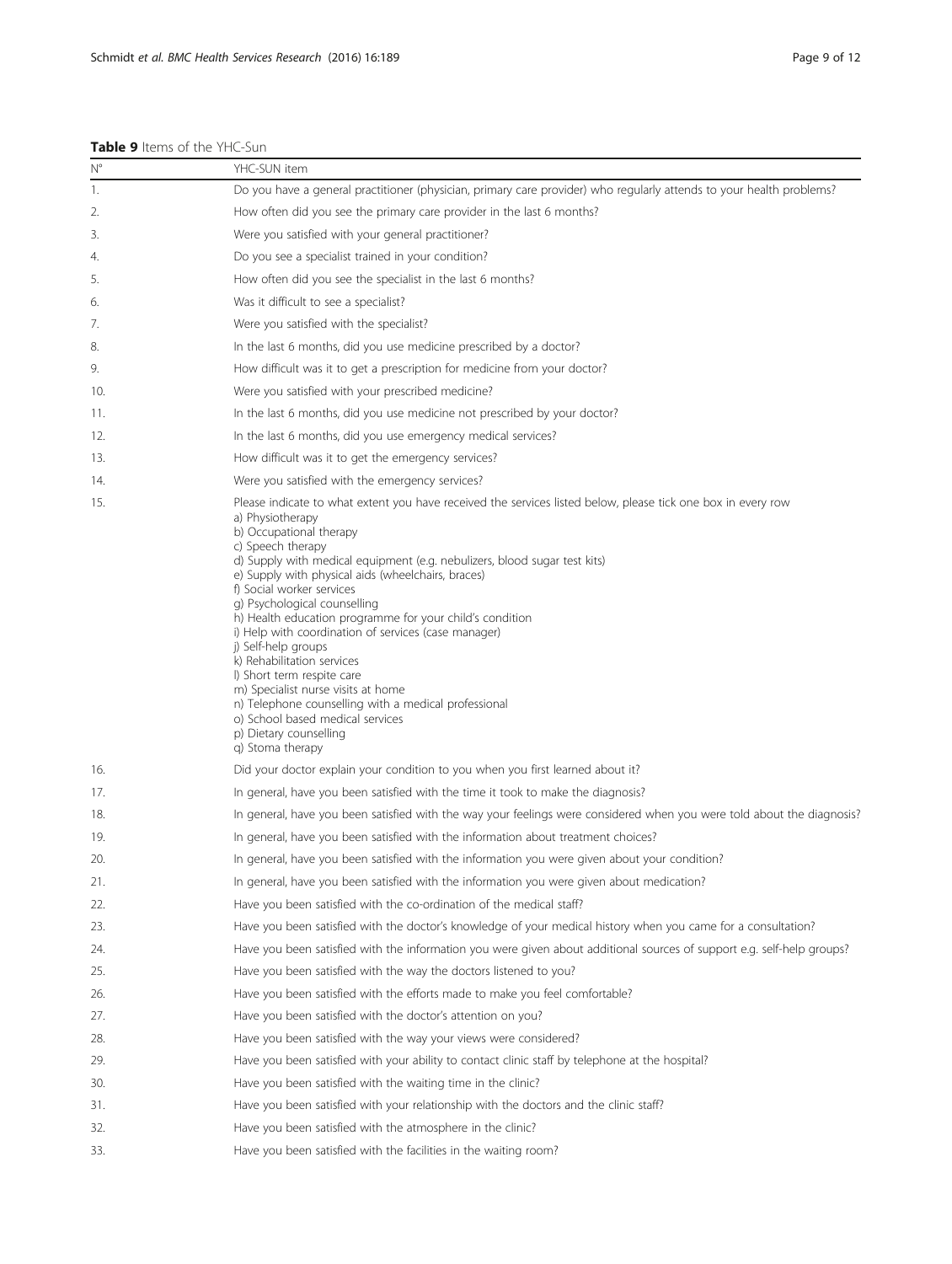**Table 9** Items of the YHC-Sun

| N° | YHC-SUN item |
|---|---|
| 1. | Do you have a general practitioner (physician, primary care provider) who regularly attends to your health problems? |
| 2. | How often did you see the primary care provider in the last 6 months? |
| 3. | Were you satisfied with your general practitioner? |
| 4. | Do you see a specialist trained in your condition? |
| 5. | How often did you see the specialist in the last 6 months? |
| 6. | Was it difficult to see a specialist? |
| 7. | Were you satisfied with the specialist? |
| 8. | In the last 6 months, did you use medicine prescribed by a doctor? |
| 9. | How difficult was it to get a prescription for medicine from your doctor? |
| 10. | Were you satisfied with your prescribed medicine? |
| 11. | In the last 6 months, did you use medicine not prescribed by your doctor? |
| 12. | In the last 6 months, did you use emergency medical services? |
| 13. | How difficult was it to get the emergency services? |
| 14. | Were you satisfied with the emergency services? |
| 15. | Please indicate to what extent you have received the services listed below, please tick one box in every row<br>a) Physiotherapy<br>b) Occupational therapy<br>c) Speech therapy<br>d) Supply with medical equipment (e.g. nebulizers, blood sugar test kits)<br>e) Supply with physical aids (wheelchairs, braces)<br>f) Social worker services<br>g) Psychological counselling<br>h) Health education programme for your child's condition<br>i) Help with coordination of services (case manager)<br>j) Self-help groups<br>k) Rehabilitation services<br>l) Short term respite care<br>m) Specialist nurse visits at home<br>n) Telephone counselling with a medical professional<br>o) School based medical services<br>p) Dietary counselling<br>q) Stoma therapy |
| 16. | Did your doctor explain your condition to you when you first learned about it? |
| 17. | In general, have you been satisfied with the time it took to make the diagnosis? |
| 18. | In general, have you been satisfied with the way your feelings were considered when you were told about the diagnosis? |
| 19. | In general, have you been satisfied with the information about treatment choices? |
| 20. | In general, have you been satisfied with the information you were given about your condition? |
| 21. | In general, have you been satisfied with the information you were given about medication? |
| 22. | Have you been satisfied with the co-ordination of the medical staff? |
| 23. | Have you been satisfied with the doctor's knowledge of your medical history when you came for a consultation? |
| 24. | Have you been satisfied with the information you were given about additional sources of support e.g. self-help groups? |
| 25. | Have you been satisfied with the way the doctors listened to you? |
| 26. | Have you been satisfied with the efforts made to make you feel comfortable? |
| 27. | Have you been satisfied with the doctor's attention on you? |
| 28. | Have you been satisfied with the way your views were considered? |
| 29. | Have you been satisfied with your ability to contact clinic staff by telephone at the hospital? |
| 30. | Have you been satisfied with the waiting time in the clinic? |
| 31. | Have you been satisfied with your relationship with the doctors and the clinic staff? |
| 32. | Have you been satisfied with the atmosphere in the clinic? |
| 33. | Have you been satisfied with the facilities in the waiting room? |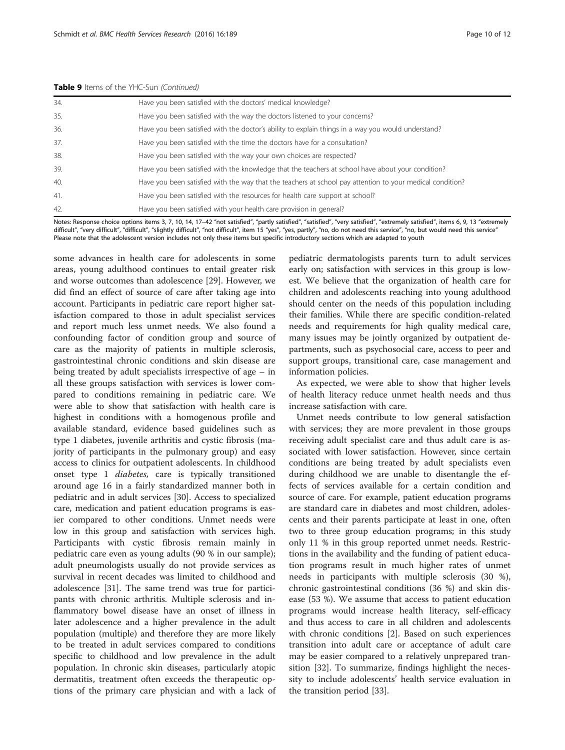**Table 9** Items of the YHC-Sun *(Continued)*

| | |
|---|---|
| 34. | Have you been satisfied with the doctors' medical knowledge? |
| 35. | Have you been satisfied with the way the doctors listened to your concerns? |
| 36. | Have you been satisfied with the doctor's ability to explain things in a way you would understand? |
| 37. | Have you been satisfied with the time the doctors have for a consultation? |
| 38. | Have you been satisfied with the way your own choices are respected? |
| 39. | Have you been satisfied with the knowledge that the teachers at school have about your condition? |
| 40. | Have you been satisfied with the way that the teachers at school pay attention to your medical condition? |
| 41. | Have you been satisfied with the resources for health care support at school? |
| 42. | Have you been satisfied with your health care provision in general? |

Notes: Response choice options items 3, 7, 10, 14, 17–42 "not satisfied", "partly satisfied", "satisfied", "very satisfied", "extremely satisfied", items 6, 9, 13 "extremely difficult", "very difficult", "difficult", "slightly difficult", "not difficult", item 15 "yes", "yes, partly", "no, do not need this service", "no, but would need this service"
Please note that the adolescent version includes not only these items but specific introductory sections which are adapted to youth

some advances in health care for adolescents in some areas, young adulthood continues to entail greater risk and worse outcomes than adolescence [29]. However, we did find an effect of source of care after taking age into account. Participants in pediatric care report higher satisfaction compared to those in adult specialist services and report much less unmet needs. We also found a confounding factor of condition group and source of care as the majority of patients in multiple sclerosis, gastrointestinal chronic conditions and skin disease are being treated by adult specialists irrespective of age – in all these groups satisfaction with services is lower compared to conditions remaining in pediatric care. We were able to show that satisfaction with health care is highest in conditions with a homogenous profile and available standard, evidence based guidelines such as type 1 diabetes, juvenile arthritis and cystic fibrosis (majority of participants in the pulmonary group) and easy access to clinics for outpatient adolescents. In childhood onset type 1 *diabetes,* care is typically transitioned around age 16 in a fairly standardized manner both in pediatric and in adult services [30]. Access to specialized care, medication and patient education programs is easier compared to other conditions. Unmet needs were low in this group and satisfaction with services high. Participants with cystic fibrosis remain mainly in pediatric care even as young adults (90 % in our sample); adult pneumologists usually do not provide services as survival in recent decades was limited to childhood and adolescence [31]. The same trend was true for participants with chronic arthritis. Multiple sclerosis and inflammatory bowel disease have an onset of illness in later adolescence and a higher prevalence in the adult population (multiple) and therefore they are more likely to be treated in adult services compared to conditions specific to childhood and low prevalence in the adult population. In chronic skin diseases, particularly atopic dermatitis, treatment often exceeds the therapeutic options of the primary care physician and with a lack of pediatric dermatologists parents turn to adult services early on; satisfaction with services in this group is lowest. We believe that the organization of health care for children and adolescents reaching into young adulthood should center on the needs of this population including their families. While there are specific condition-related needs and requirements for high quality medical care, many issues may be jointly organized by outpatient departments, such as psychosocial care, access to peer and support groups, transitional care, case management and information policies.

As expected, we were able to show that higher levels of health literacy reduce unmet health needs and thus increase satisfaction with care.

Unmet needs contribute to low general satisfaction with services; they are more prevalent in those groups receiving adult specialist care and thus adult care is associated with lower satisfaction. However, since certain conditions are being treated by adult specialists even during childhood we are unable to disentangle the effects of services available for a certain condition and source of care. For example, patient education programs are standard care in diabetes and most children, adolescents and their parents participate at least in one, often two to three group education programs; in this study only 11 % in this group reported unmet needs. Restrictions in the availability and the funding of patient education programs result in much higher rates of unmet needs in participants with multiple sclerosis (30 %), chronic gastrointestinal conditions (36 %) and skin disease (53 %). We assume that access to patient education programs would increase health literacy, self-efficacy and thus access to care in all children and adolescents with chronic conditions [2]. Based on such experiences transition into adult care or acceptance of adult care may be easier compared to a relatively unprepared transition [32]. To summarize, findings highlight the necessity to include adolescents' health service evaluation in the transition period [33].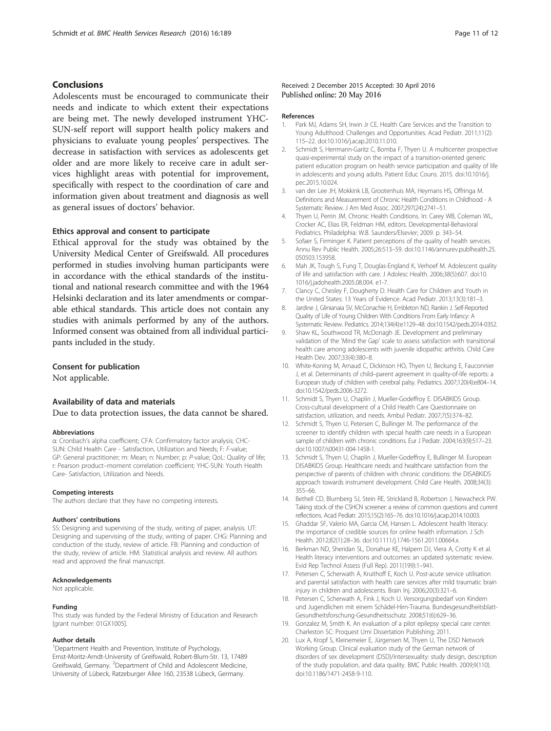## Conclusions

Adolescents must be encouraged to communicate their needs and indicate to which extent their expectations are being met. The newly developed instrument YHC-SUN-self report will support health policy makers and physicians to evaluate young peoples' perspectives. The decrease in satisfaction with services as adolescents get older and are more likely to receive care in adult services highlight areas with potential for improvement, specifically with respect to the coordination of care and information given about treatment and diagnosis as well as general issues of doctors' behavior.

### Ethics approval and consent to participate

Ethical approval for the study was obtained by the University Medical Center of Greifswald. All procedures performed in studies involving human participants were in accordance with the ethical standards of the institutional and national research committee and with the 1964 Helsinki declaration and its later amendments or comparable ethical standards. This article does not contain any studies with animals performed by any of the authors. Informed consent was obtained from all individual participants included in the study.

### Consent for publication

Not applicable.

### Availability of data and materials

Due to data protection issues, the data cannot be shared.

#### Abbreviations

α: Cronbach's alpha coefficient; CFA: Confirmatory factor analysis; CHC-SUN: Child Health Care - Satisfaction, Utilization and Needs; F: *F*-value; GP: General practitioner; m: Mean; n: Number; p: *P*-value; QoL: Quality of life; r: Pearson product–moment correlation coefficient; YHC-SUN: Youth Health Care- Satisfaction, Utilization and Needs.

#### Competing interests

The authors declare that they have no competing interests.

#### Authors' contributions

SS: Designing and supervising of the study, writing of paper, analysis. UT: Designing and supervising of the study, writing of paper. CHG: Planning and conduction of the study, review of article. FB: Planning and conduction of the study, review of article. HM: Statistical analysis and review. All authors read and approved the final manuscript.

#### Acknowledgements

Not applicable.

#### Funding

This study was funded by the Federal Ministry of Education and Research [grant number: 01GX1005].

#### Author details

[1]Department Health and Prevention, Institute of Psychology, Ernst-Moritz-Arndt-University of Greifswald, Robert-Blum-Str. 13, 17489 Greifswald, Germany. [2]Department of Child and Adolescent Medicine, University of Lübeck, Ratzeburger Allee 160, 23538 Lübeck, Germany.

Received: 2 December 2015 Accepted: 30 April 2016
Published online: 20 May 2016

#### References

1. Park MJ, Adams SH, Irwin Jr CE. Health Care Services and the Transition to Young Adulthood: Challenges and Opportunities. Acad Pediatr. 2011;11(2): 115–22. doi:10.1016/j.acap.2010.11.010.
2. Schmidt S, Herrmann-Garitz C, Bomba F, Thyen U. A multicenter prospective quasi-experimental study on the impact of a transition-oriented generic patient education program on health service participation and quality of life in adolescents and young adults. Patient Educ Couns. 2015. doi:10.1016/j.pec.2015.10.024.
3. van der Lee JH, Mokkink LB, Grootenhuis MA, Heymans HS, Offringa M. Definitions and Measurement of Chronic Health Conditions in Childhood - A Systematic Review. J Am Med Assoc. 2007;297(24):2741–51.
4. Thyen U, Perrin JM. Chronic Health Conditions. In: Carey WB, Coleman WL, Crocker AC, Elias ER, Feldman HM, editors. Developmental-Behavioral Pediatrics. Philadelphia: W.B. Saunders/Elsevier; 2009. p. 343–54.
5. Sofaer S, Firminger K. Patient perceptions of the quality of health services. Annu Rev Public Health. 2005;26:513–59. doi:10.1146/annurev.publhealth.25.050503.153958.
6. Mah JK, Tough S, Fung T, Douglas-England K, Verhoef M. Adolescent quality of life and satisfaction with care. J Adolesc Health. 2006;38(5):607. doi:10.1016/j.jadohealth.2005.08.004. e1-7.
7. Clancy C, Chesley F, Dougherty D. Health Care for Children and Youth in the United States: 13 Years of Evidence. Acad Pediatr. 2013;13(3):181–3.
8. Jardine J, Glinianaia SV, McConachie H, Embleton ND, Rankin J. Self-Reported Quality of Life of Young Children With Conditions From Early Infancy: A Systematic Review. Pediatrics. 2014;134(4):e1129–48. doi:10.1542/peds.2014-0352.
9. Shaw KL, Southwood TR, McDonagh JE. Development and preliminary validation of the 'Mind the Gap' scale to assess satisfaction with transitional health care among adolescents with juvenile idiopathic arthritis. Child Care Health Dev. 2007;33(4):380–8.
10. White-Koning M, Arnaud C, Dickinson HO, Thyen U, Beckung E, Fauconnier J, et al. Determinants of child–parent agreement in quality-of-life reports: a European study of children with cerebral palsy. Pediatrics. 2007;120(4):e804–14. doi:10.1542/peds.2006-3272.
11. Schmidt S, Thyen U, Chaplin J, Mueller-Godeffroy E. DISABKIDS Group. Cross-cultural development of a Child Health Care Questionnaire on satisfaction, utilization, and needs. Ambul Pediatr. 2007;7(5):374–82.
12. Schmidt S, Thyen U, Petersen C, Bullinger M. The performance of the screener to identify children with special health care needs in a European sample of children with chronic conditions. Eur J Pediatr. 2004;163(9):517–23. doi:10.1007/s00431-004-1458-1.
13. Schmidt S, Thyen U, Chaplin J, Mueller-Godeffroy E, Bullinger M. European DISABKIDS Group. Healthcare needs and healthcare satisfaction from the perspective of parents of children with chronic conditions: the DISABKIDS approach towards instrument development. Child Care Health. 2008;34(3): 355–66.
14. Bethell CD, Blumberg SJ, Stein RE, Strickland B, Robertson J, Newacheck PW. Taking stock of the CSHCN screener: a review of common questions and current reflections. Acad Pediatr. 2015;15(2):165–76. doi:10.1016/j.acap.2014.10.003.
15. Ghaddar SF, Valerio MA, Garcia CM, Hansen L. Adolescent health literacy: the importance of credible sources for online health information. J Sch Health. 2012;82(1):28–36. doi:10.1111/j.1746-1561.2011.00664.x.
16. Berkman ND, Sheridan SL, Donahue KE, Halpern DJ, Viera A, Crotty K et al. Health literacy interventions and outcomes: an updated systematic review. Evid Rep Technol Assess (Full Rep). 2011(199):1–941.
17. Petersen C, Scherwath A, Kruithoff E, Koch U. Post-acute service utilisation and parental satisfaction with health care services after mild traumatic brain injury in children and adolescents. Brain Inj. 2006;20(3):321–6.
18. Petersen C, Scherwath A, Fink J, Koch U. Versorgungsbedarf von Kindern und Jugendlichen mit einem Schädel-Hirn-Trauma. Bundesgesundheitsblatt-Gesundheitsforschung-Gesundheitsschutz. 2008;51(6):629–36.
19. Gonzalez M, Smith K. An evaluation of a pilot epilepsy special care center. Charleston SC: Proquest Umi Dissertation Publishing; 2011.
20. Lux A, Kropf S, Kleinemeier E, Jürgensen M, Thyen U, The DSD Network Working Group. Clinical evaluation study of the German network of disorders of sex development (DSD)/intersexuality: study design, description of the study population, and data quality. BMC Public Health. 2009;9(110). doi:10.1186/1471-2458-9-110.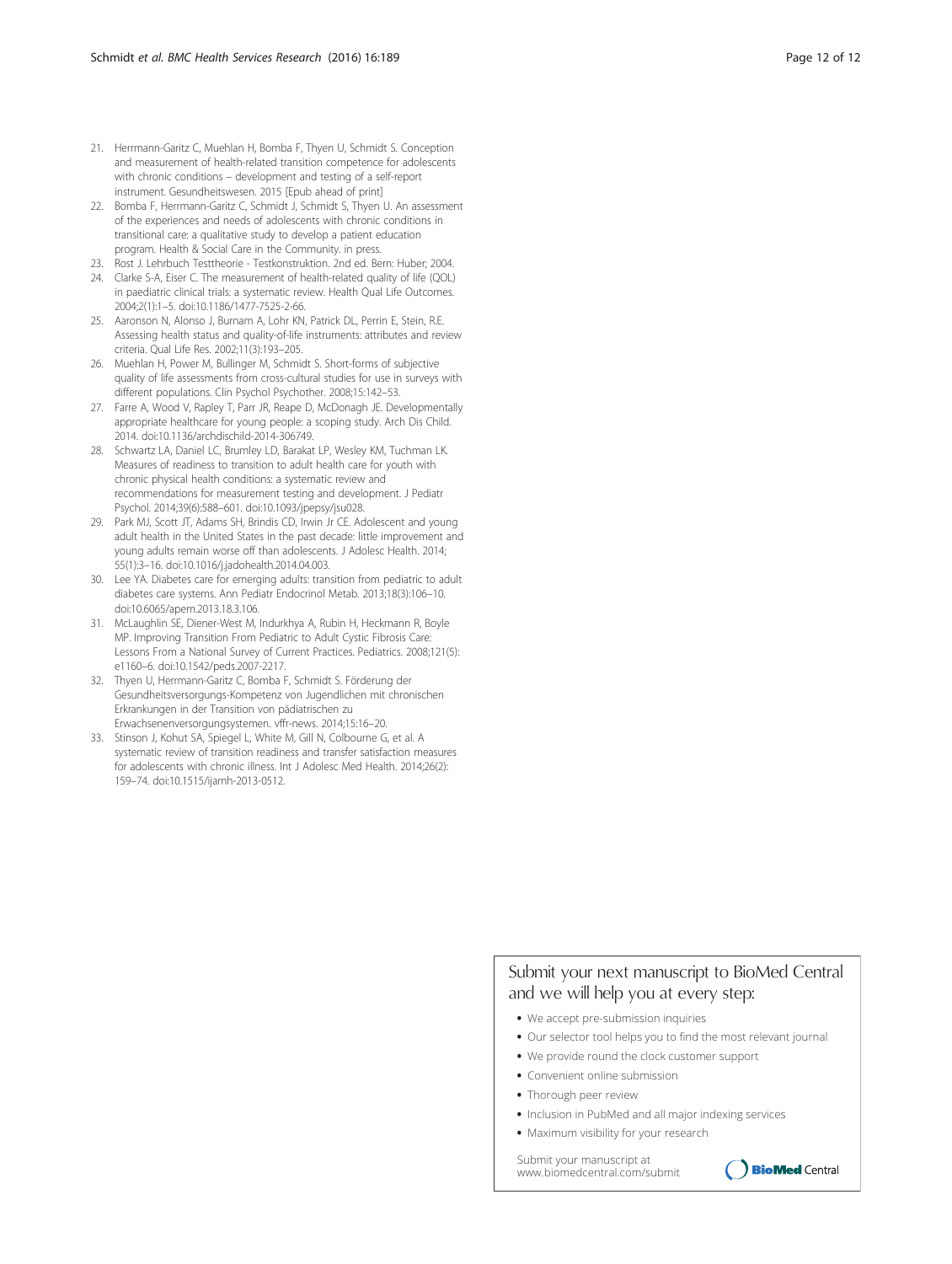21. Herrmann-Garitz C, Muehlan H, Bomba F, Thyen U, Schmidt S. Conception and measurement of health-related transition competence for adolescents with chronic conditions – development and testing of a self-report instrument. Gesundheitswesen. 2015 [Epub ahead of print]
22. Bomba F, Herrmann-Garitz C, Schmidt J, Schmidt S, Thyen U. An assessment of the experiences and needs of adolescents with chronic conditions in transitional care: a qualitative study to develop a patient education program. Health & Social Care in the Community. in press.
23. Rost J. Lehrbuch Testtheorie - Testkonstruktion. 2nd ed. Bern: Huber; 2004.
24. Clarke S-A, Eiser C. The measurement of health-related quality of life (QOL) in paediatric clinical trials: a systematic review. Health Qual Life Outcomes. 2004;2(1):1–5. doi:10.1186/1477-7525-2-66.
25. Aaronson N, Alonso J, Burnam A, Lohr KN, Patrick DL, Perrin E, Stein, R.E. Assessing health status and quality-of-life instruments: attributes and review criteria. Qual Life Res. 2002;11(3):193–205.
26. Muehlan H, Power M, Bullinger M, Schmidt S. Short-forms of subjective quality of life assessments from cross-cultural studies for use in surveys with different populations. Clin Psychol Psychother. 2008;15:142–53.
27. Farre A, Wood V, Rapley T, Parr JR, Reape D, McDonagh JE. Developmentally appropriate healthcare for young people: a scoping study. Arch Dis Child. 2014. doi:10.1136/archdischild-2014-306749.
28. Schwartz LA, Daniel LC, Brumley LD, Barakat LP, Wesley KM, Tuchman LK. Measures of readiness to transition to adult health care for youth with chronic physical health conditions: a systematic review and recommendations for measurement testing and development. J Pediatr Psychol. 2014;39(6):588–601. doi:10.1093/jpepsy/jsu028.
29. Park MJ, Scott JT, Adams SH, Brindis CD, Irwin Jr CE. Adolescent and young adult health in the United States in the past decade: little improvement and young adults remain worse off than adolescents. J Adolesc Health. 2014; 55(1):3–16. doi:10.1016/j.jadohealth.2014.04.003.
30. Lee YA. Diabetes care for emerging adults: transition from pediatric to adult diabetes care systems. Ann Pediatr Endocrinol Metab. 2013;18(3):106–10. doi:10.6065/apem.2013.18.3.106.
31. McLaughlin SE, Diener-West M, Indurkhya A, Rubin H, Heckmann R, Boyle MP. Improving Transition From Pediatric to Adult Cystic Fibrosis Care: Lessons From a National Survey of Current Practices. Pediatrics. 2008;121(5): e1160–6. doi:10.1542/peds.2007-2217.
32. Thyen U, Herrmann-Garitz C, Bomba F, Schmidt S. Förderung der Gesundheitsversorgungs-Kompetenz von Jugendlichen mit chronischen Erkrankungen in der Transition von pädiatrischen zu Erwachsenenversorgungsystemen. vffr-news. 2014;15:16–20.
33. Stinson J, Kohut SA, Spiegel L, White M, Gill N, Colbourne G, et al. A systematic review of transition readiness and transfer satisfaction measures for adolescents with chronic illness. Int J Adolesc Med Health. 2014;26(2): 159–74. doi:10.1515/ijamh-2013-0512.

Submit your next manuscript to BioMed Central and we will help you at every step:

- We accept pre-submission inquiries
- Our selector tool helps you to find the most relevant journal
- We provide round the clock customer support
- Convenient online submission
- Thorough peer review
- Inclusion in PubMed and all major indexing services
- Maximum visibility for your research

Submit your manuscript at www.biomedcentral.com/submit

BioMed Central